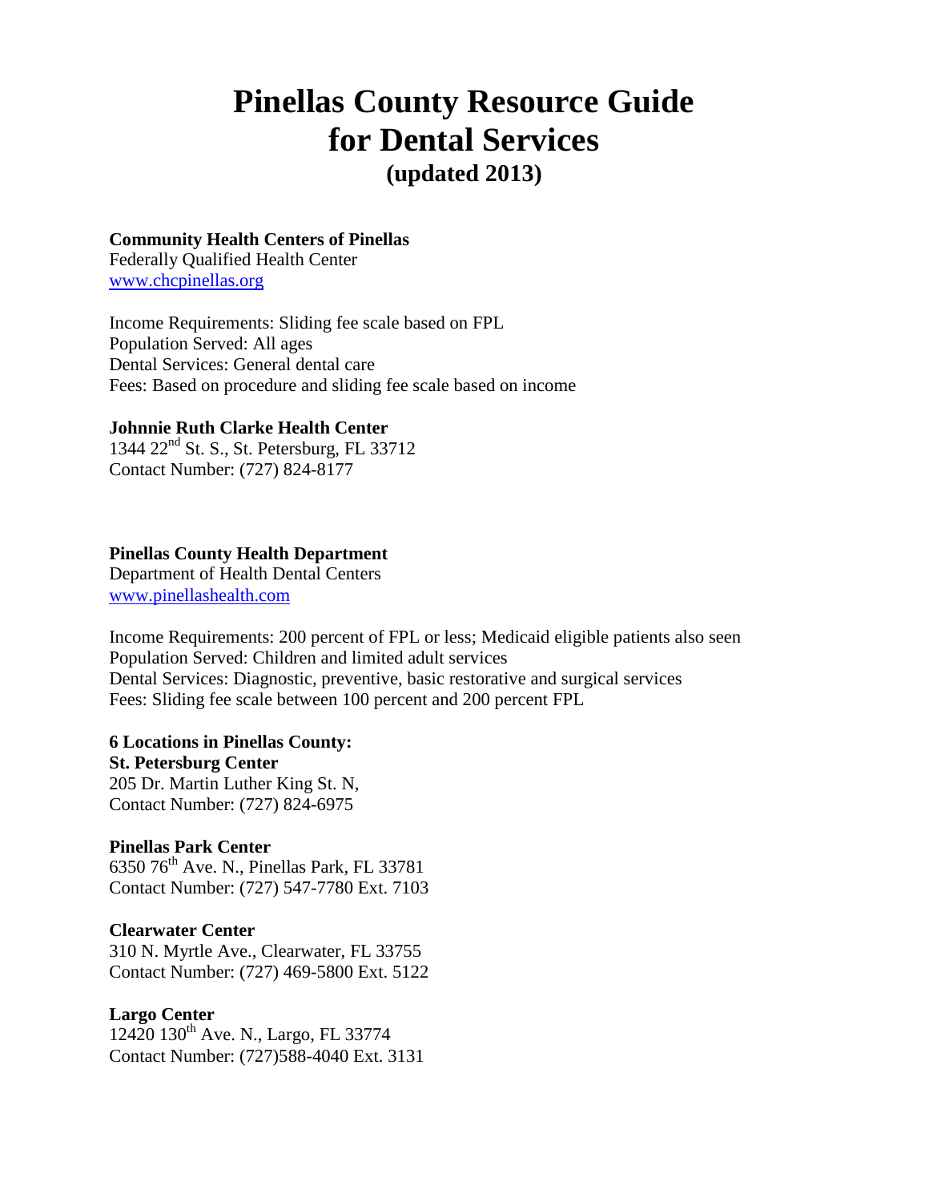# Pinellas County Resource Guide for Dental Services

**(updated 2013)**

**Community Health Centers of Pinellas**
Federally Qualified Health Center
[www.chcpinellas.org](www.chcpinellas.org)

Income Requirements: Sliding fee scale based on FPL
Population Served: All ages
Dental Services: General dental care
Fees: Based on procedure and sliding fee scale based on income

**Johnnie Ruth Clarke Health Center**
1344 22nd St. S., St. Petersburg, FL 33712
Contact Number: (727) 824-8177

**Pinellas County Health Department**
Department of Health Dental Centers
[www.pinellashealth.com](www.pinellashealth.com)

Income Requirements: 200 percent of FPL or less; Medicaid eligible patients also seen
Population Served: Children and limited adult services
Dental Services: Diagnostic, preventive, basic restorative and surgical services
Fees: Sliding fee scale between 100 percent and 200 percent FPL

**6 Locations in Pinellas County:**

**St. Petersburg Center**
205 Dr. Martin Luther King St. N,
Contact Number: (727) 824-6975

**Pinellas Park Center**
6350 76th Ave. N., Pinellas Park, FL 33781
Contact Number: (727) 547-7780 Ext. 7103

**Clearwater Center**
310 N. Myrtle Ave., Clearwater, FL 33755
Contact Number: (727) 469-5800 Ext. 5122

**Largo Center**
12420 130th Ave. N., Largo, FL 33774
Contact Number: (727)588-4040 Ext. 3131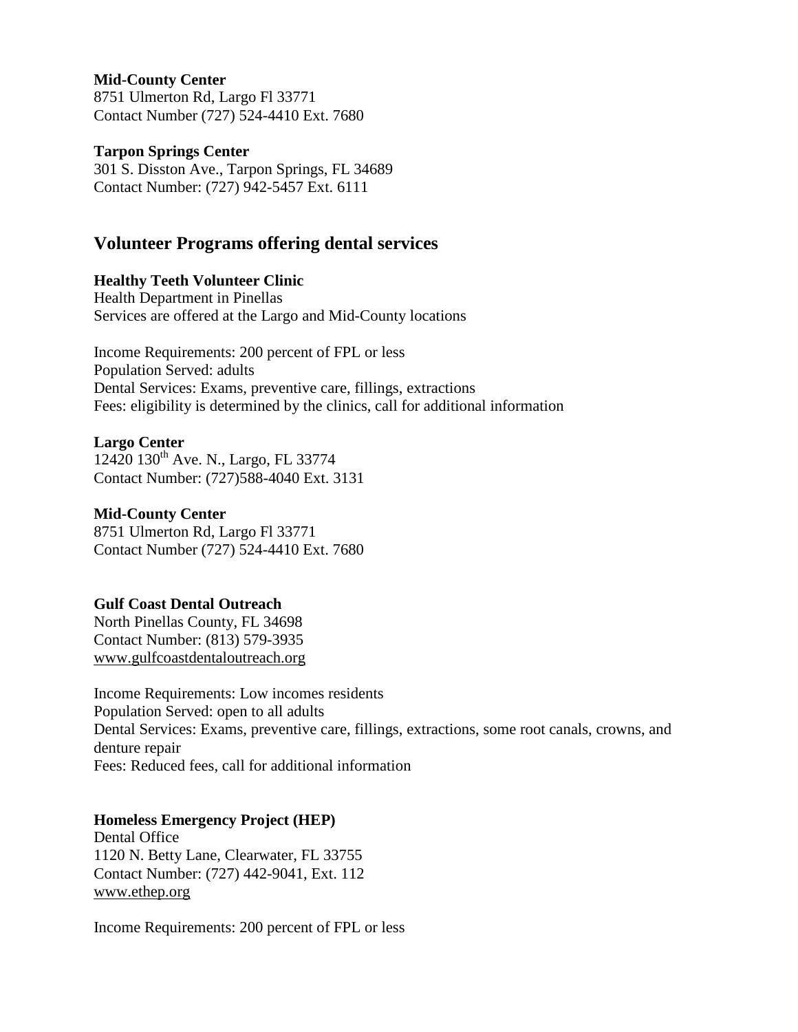**Mid-County Center**
8751 Ulmerton Rd, Largo Fl 33771
Contact Number (727) 524-4410 Ext. 7680

**Tarpon Springs Center**
301 S. Disston Ave., Tarpon Springs, FL 34689
Contact Number: (727) 942-5457 Ext. 6111

## Volunteer Programs offering dental services

**Healthy Teeth Volunteer Clinic**
Health Department in Pinellas
Services are offered at the Largo and Mid-County locations

Income Requirements: 200 percent of FPL or less
Population Served: adults
Dental Services: Exams, preventive care, fillings, extractions
Fees: eligibility is determined by the clinics, call for additional information

**Largo Center**
12420 130th Ave. N., Largo, FL 33774
Contact Number: (727)588-4040 Ext. 3131

**Mid-County Center**
8751 Ulmerton Rd, Largo Fl 33771
Contact Number (727) 524-4410 Ext. 7680

**Gulf Coast Dental Outreach**
North Pinellas County, FL 34698
Contact Number: (813) 579-3935
www.gulfcoastdentaloutreach.org

Income Requirements: Low incomes residents
Population Served: open to all adults
Dental Services: Exams, preventive care, fillings, extractions, some root canals, crowns, and denture repair
Fees: Reduced fees, call for additional information

**Homeless Emergency Project (HEP)**
Dental Office
1120 N. Betty Lane, Clearwater, FL 33755
Contact Number: (727) 442-9041, Ext. 112
www.ethep.org

Income Requirements: 200 percent of FPL or less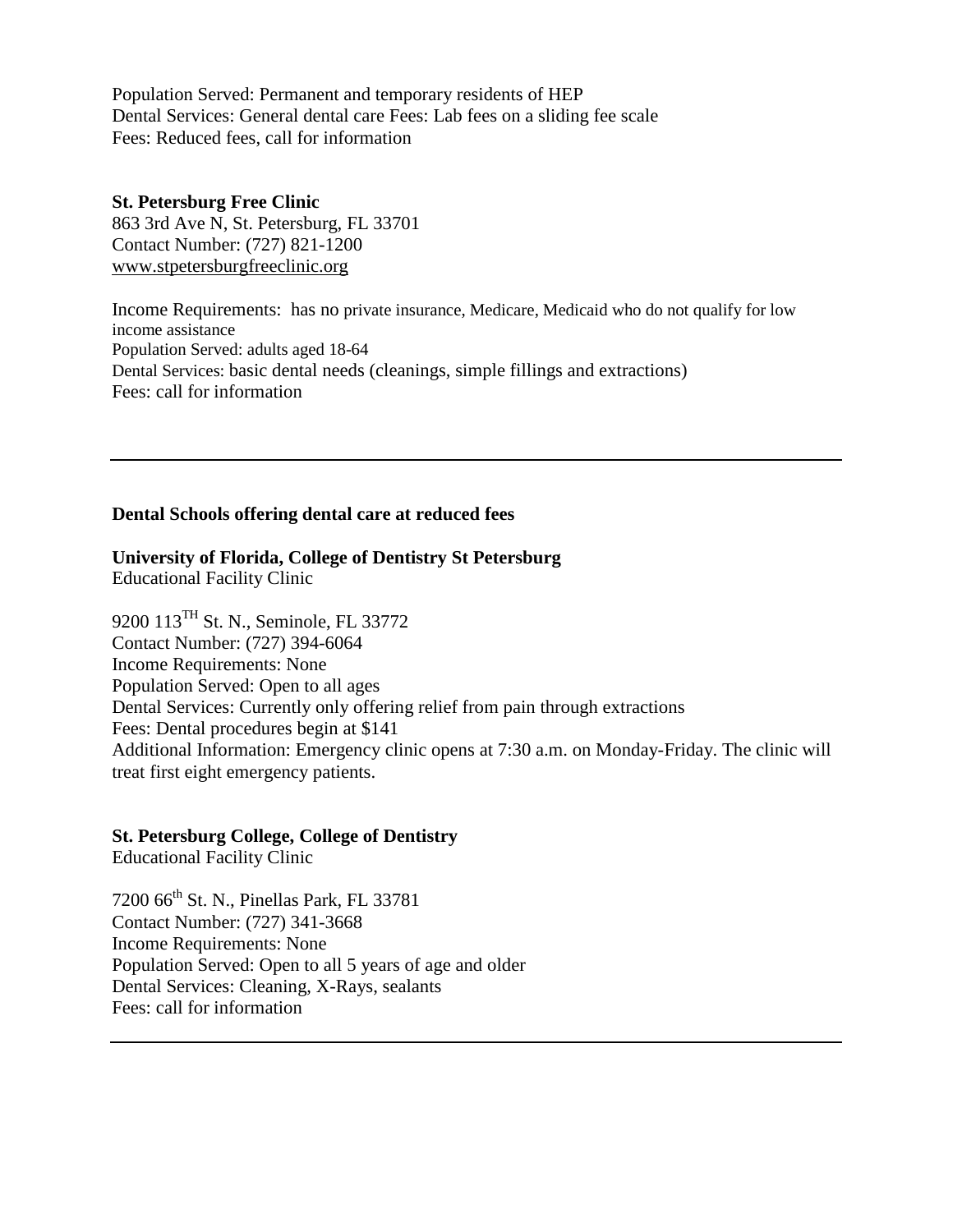Population Served: Permanent and temporary residents of HEP
Dental Services: General dental care Fees: Lab fees on a sliding fee scale
Fees: Reduced fees, call for information

**St. Petersburg Free Clinic**
863 3rd Ave N, St. Petersburg, FL 33701
Contact Number: (727) 821-1200
www.stpetersburgfreeclinic.org

Income Requirements: has no private insurance, Medicare, Medicaid who do not qualify for low income assistance
Population Served: adults aged 18-64
Dental Services: basic dental needs (cleanings, simple fillings and extractions)
Fees: call for information

---

**Dental Schools offering dental care at reduced fees**

**University of Florida, College of Dentistry St Petersburg**
Educational Facility Clinic

9200 113TH St. N., Seminole, FL 33772
Contact Number: (727) 394-6064
Income Requirements: None
Population Served: Open to all ages
Dental Services: Currently only offering relief from pain through extractions
Fees: Dental procedures begin at $141
Additional Information: Emergency clinic opens at 7:30 a.m. on Monday-Friday. The clinic will treat first eight emergency patients.

**St. Petersburg College, College of Dentistry**
Educational Facility Clinic

7200 66th St. N., Pinellas Park, FL 33781
Contact Number: (727) 341-3668
Income Requirements: None
Population Served: Open to all 5 years of age and older
Dental Services: Cleaning, X-Rays, sealants
Fees: call for information

---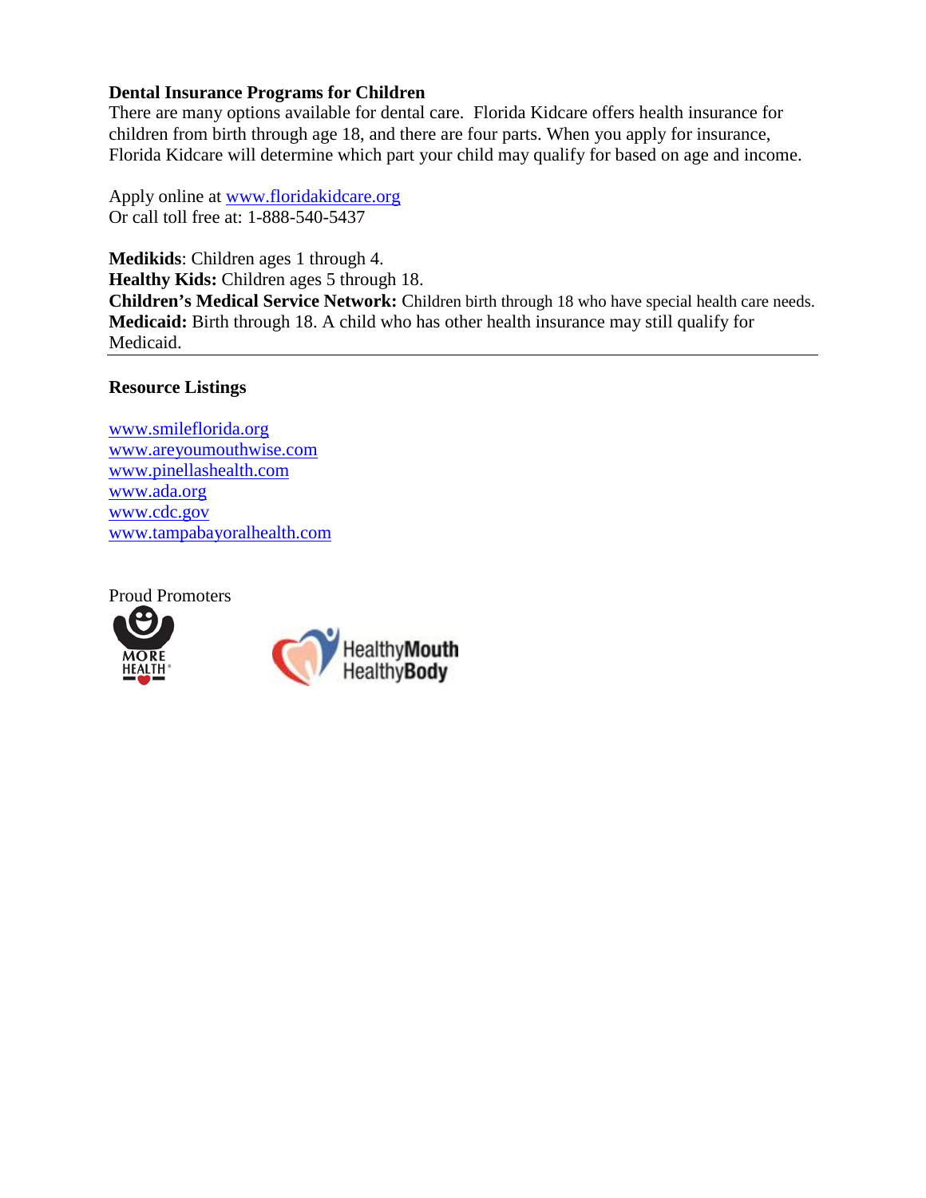**Dental Insurance Programs for Children**

There are many options available for dental care. Florida Kidcare offers health insurance for children from birth through age 18, and there are four parts. When you apply for insurance, Florida Kidcare will determine which part your child may qualify for based on age and income.

Apply online at www.floridakidcare.org
Or call toll free at: 1-888-540-5437

**Medikids**: Children ages 1 through 4.
**Healthy Kids:** Children ages 5 through 18.
**Children's Medical Service Network:** Children birth through 18 who have special health care needs.
**Medicaid:** Birth through 18. A child who has other health insurance may still qualify for Medicaid.

---

**Resource Listings**

www.smileflorida.org
www.areyoumouthwise.com
www.pinellashealth.com
www.ada.org
www.cdc.gov
www.tampabayoralhealth.com

Proud Promoters

MORE HEALTH

HealthyMouth HealthyBody